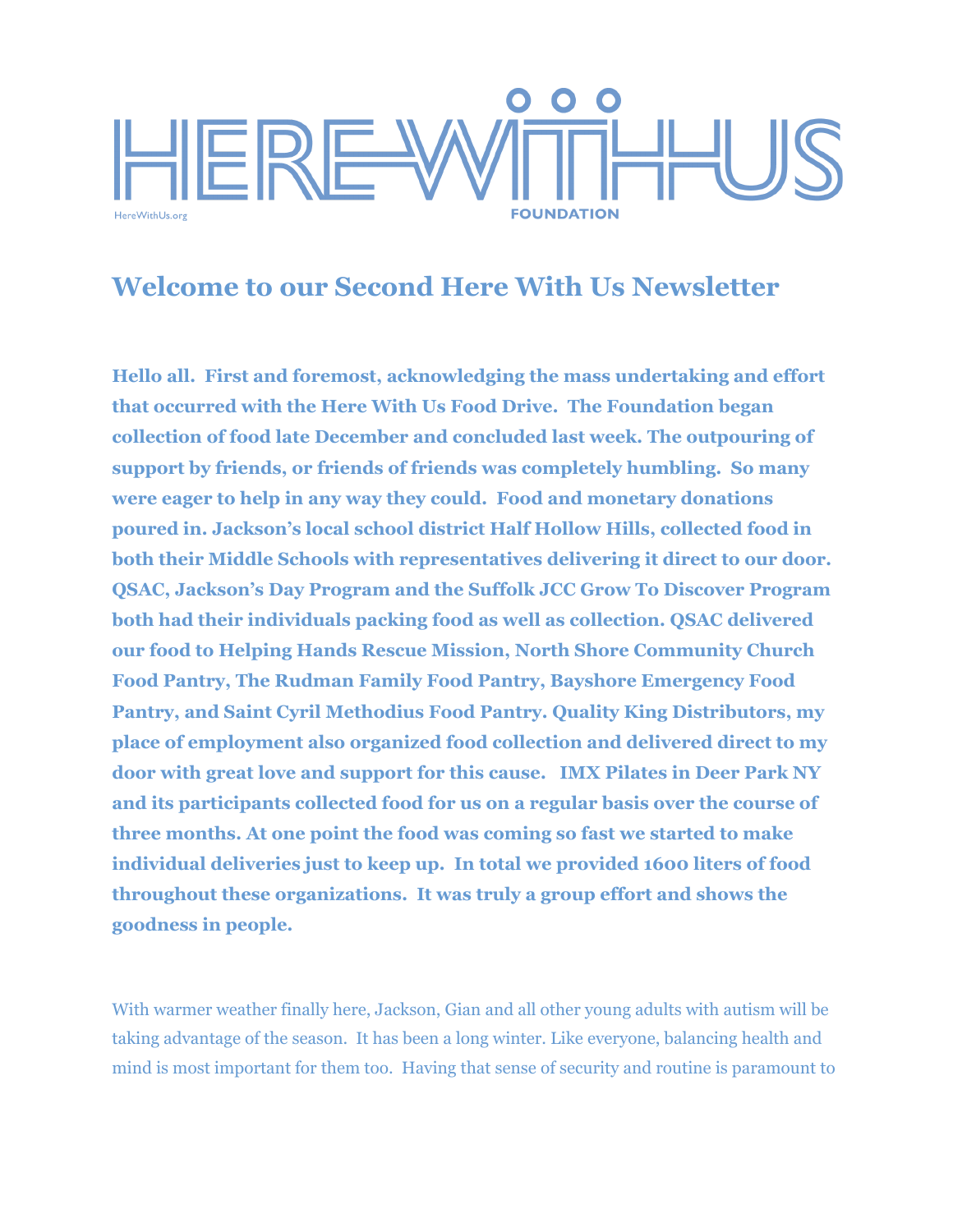HERE WITH US

HereWithUs.org

FOUNDATION

# Welcome to our Second Here With Us Newsletter

**Hello all. First and foremost, acknowledging the mass undertaking and effort that occurred with the Here With Us Food Drive. The Foundation began collection of food late December and concluded last week. The outpouring of support by friends, or friends of friends was completely humbling. So many were eager to help in any way they could. Food and monetary donations poured in. Jackson's local school district Half Hollow Hills, collected food in both their Middle Schools with representatives delivering it direct to our door. QSAC, Jackson's Day Program and the Suffolk JCC Grow To Discover Program both had their individuals packing food as well as collection. QSAC delivered our food to Helping Hands Rescue Mission, North Shore Community Church Food Pantry, The Rudman Family Food Pantry, Bayshore Emergency Food Pantry, and Saint Cyril Methodius Food Pantry. Quality King Distributors, my place of employment also organized food collection and delivered direct to my door with great love and support for this cause. IMX Pilates in Deer Park NY and its participants collected food for us on a regular basis over the course of three months. At one point the food was coming so fast we started to make individual deliveries just to keep up. In total we provided 1600 liters of food throughout these organizations. It was truly a group effort and shows the goodness in people.**

With warmer weather finally here, Jackson, Gian and all other young adults with autism will be taking advantage of the season. It has been a long winter. Like everyone, balancing health and mind is most important for them too. Having that sense of security and routine is paramount to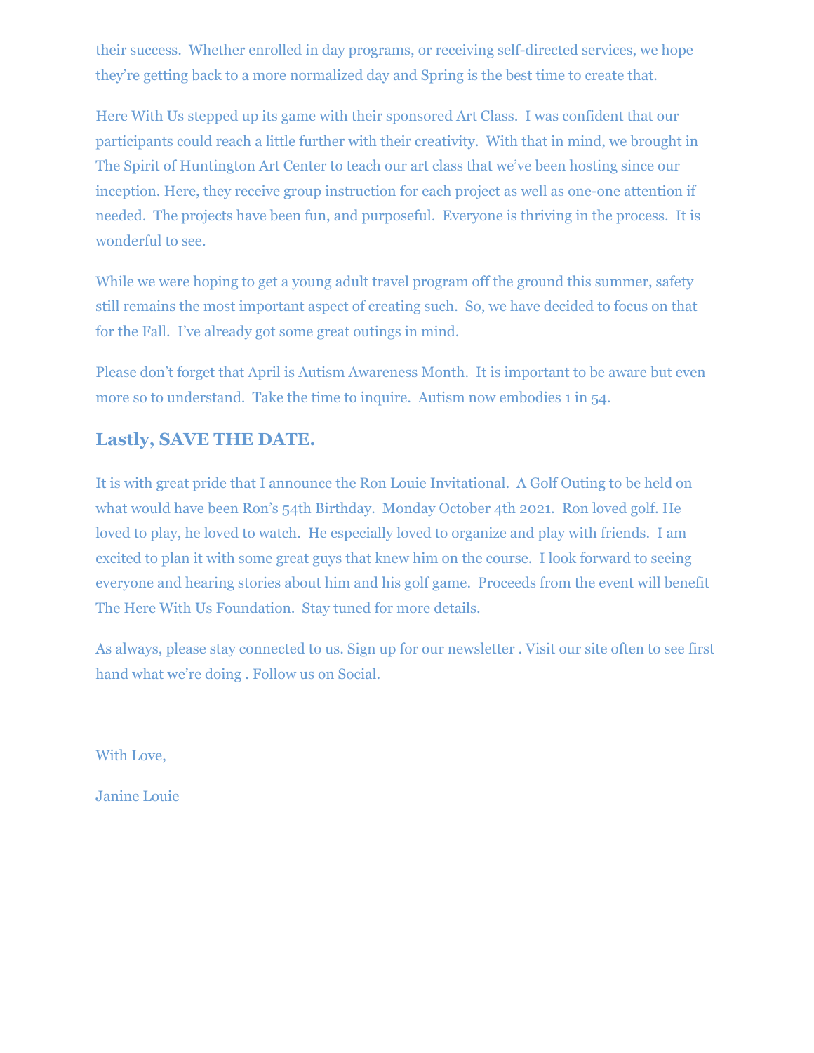their success. Whether enrolled in day programs, or receiving self-directed services, we hope they're getting back to a more normalized day and Spring is the best time to create that.

Here With Us stepped up its game with their sponsored Art Class. I was confident that our participants could reach a little further with their creativity. With that in mind, we brought in The Spirit of Huntington Art Center to teach our art class that we've been hosting since our inception. Here, they receive group instruction for each project as well as one-one attention if needed. The projects have been fun, and purposeful. Everyone is thriving in the process. It is wonderful to see.

While we were hoping to get a young adult travel program off the ground this summer, safety still remains the most important aspect of creating such. So, we have decided to focus on that for the Fall. I've already got some great outings in mind.

Please don't forget that April is Autism Awareness Month. It is important to be aware but even more so to understand. Take the time to inquire. Autism now embodies 1 in 54.

## Lastly, SAVE THE DATE.

It is with great pride that I announce the Ron Louie Invitational. A Golf Outing to be held on what would have been Ron's 54th Birthday. Monday October 4th 2021. Ron loved golf. He loved to play, he loved to watch. He especially loved to organize and play with friends. I am excited to plan it with some great guys that knew him on the course. I look forward to seeing everyone and hearing stories about him and his golf game. Proceeds from the event will benefit The Here With Us Foundation. Stay tuned for more details.

As always, please stay connected to us. Sign up for our newsletter . Visit our site often to see first hand what we're doing . Follow us on Social.

With Love,

Janine Louie